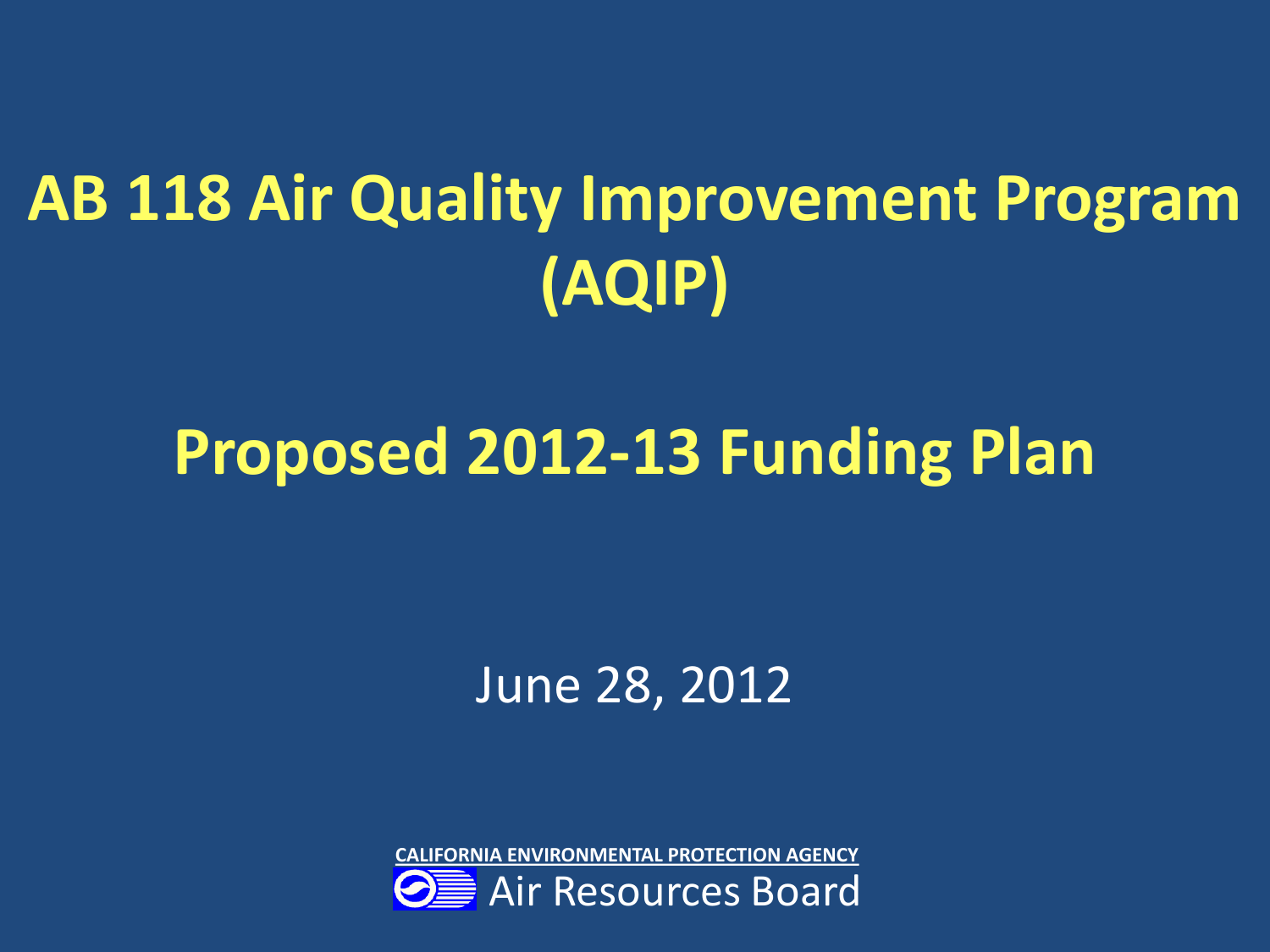# AB 118 Air Quality Improvement Program (AQIP)

## Proposed 2012-13 Funding Plan

June 28, 2012

CALIFORNIA ENVIRONMENTAL PROTECTION AGENCY

Air Resources Board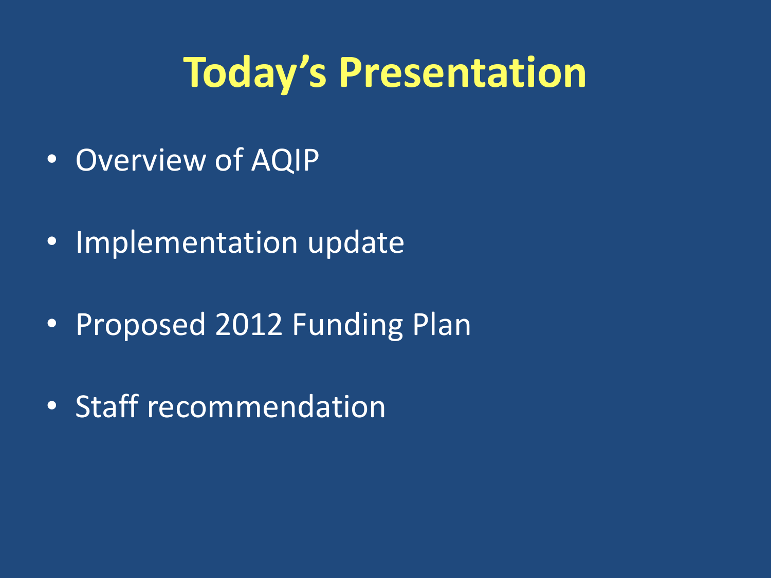# Today's Presentation

- Overview of AQIP
- Implementation update
- Proposed 2012 Funding Plan
- Staff recommendation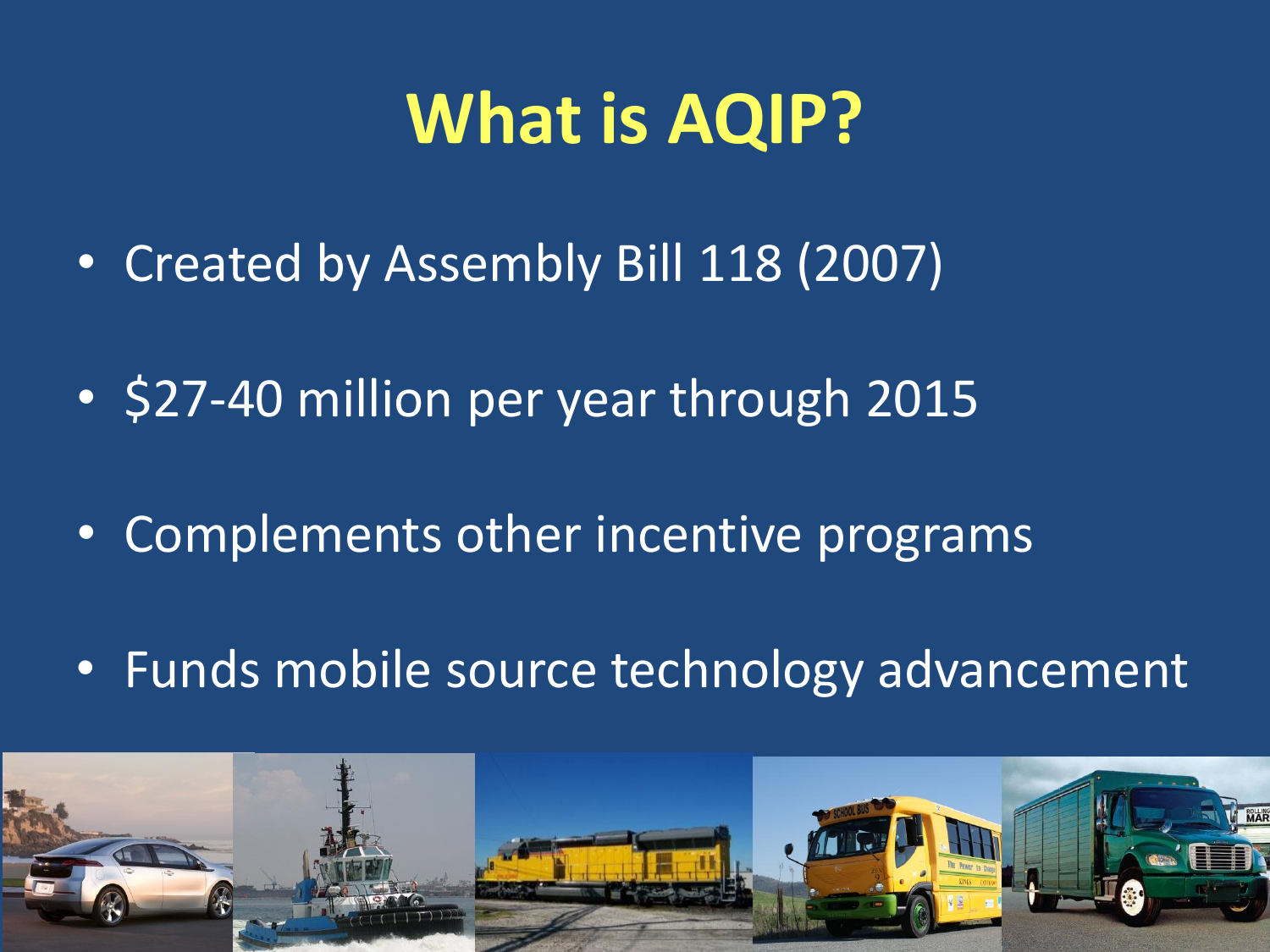# What is AQIP?

- Created by Assembly Bill 118 (2007)
- $27-40 million per year through 2015
- Complements other incentive programs
- Funds mobile source technology advancement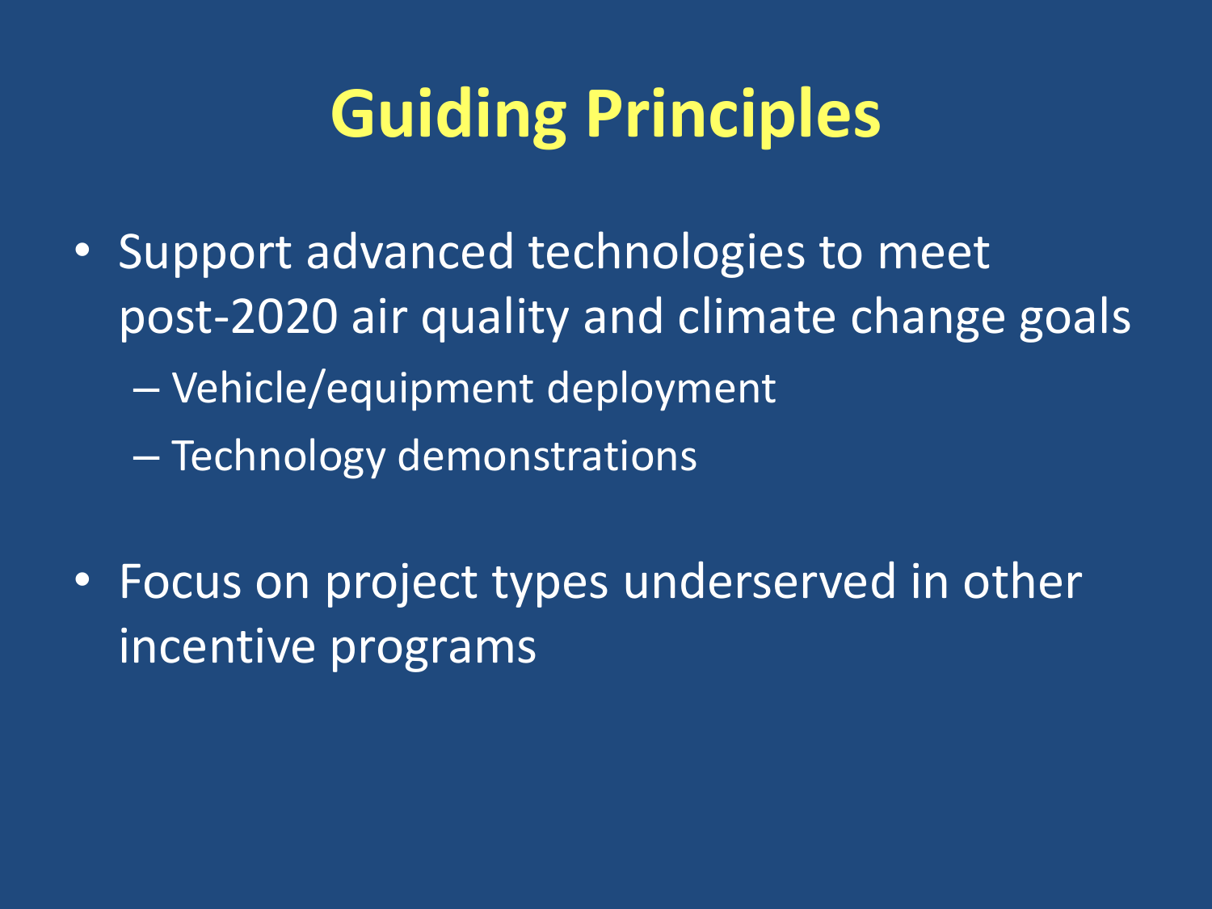# Guiding Principles

- Support advanced technologies to meet post-2020 air quality and climate change goals
  - Vehicle/equipment deployment
  - Technology demonstrations
- Focus on project types underserved in other incentive programs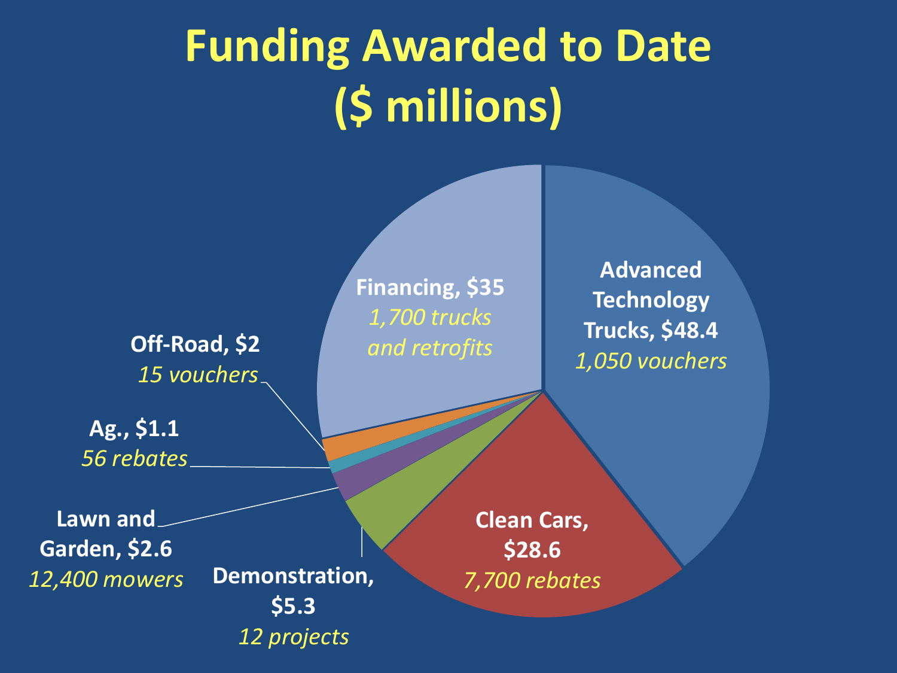# Funding Awarded to Date ($ millions)

| Category | Funding ($ millions) | Units |
| --- | --- | --- |
| Advanced Technology Trucks | $48.4 | *1,050 vouchers* |
| Financing | $35 | *1,700 trucks and retrofits* |
| Clean Cars | $28.6 | *7,700 rebates* |
| Demonstration | $5.3 | *12 projects* |
| Lawn and Garden | $2.6 | *12,400 mowers* |
| Off-Road | $2 | *15 vouchers* |
| Ag. | $1.1 | *56 rebates* |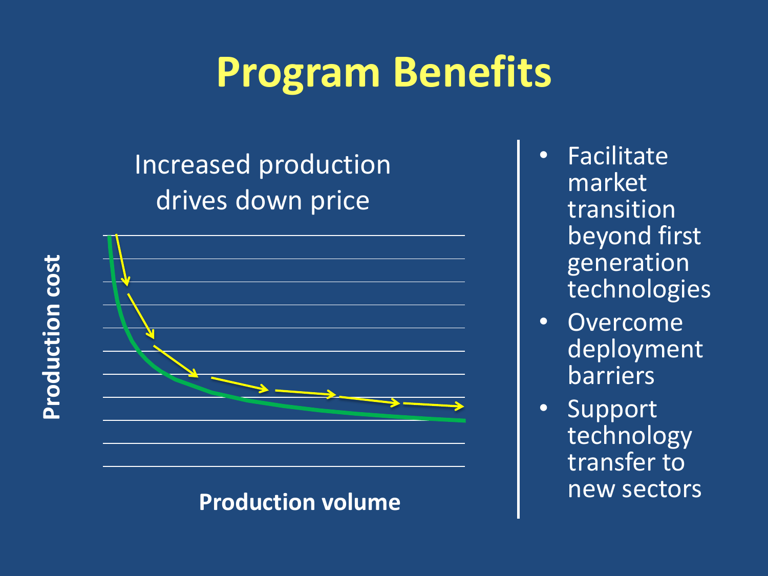# Program Benefits

Increased production drives down price

**Production cost**

**Production volume**

- Facilitate market transition beyond first generation technologies
- Overcome deployment barriers
- Support technology transfer to new sectors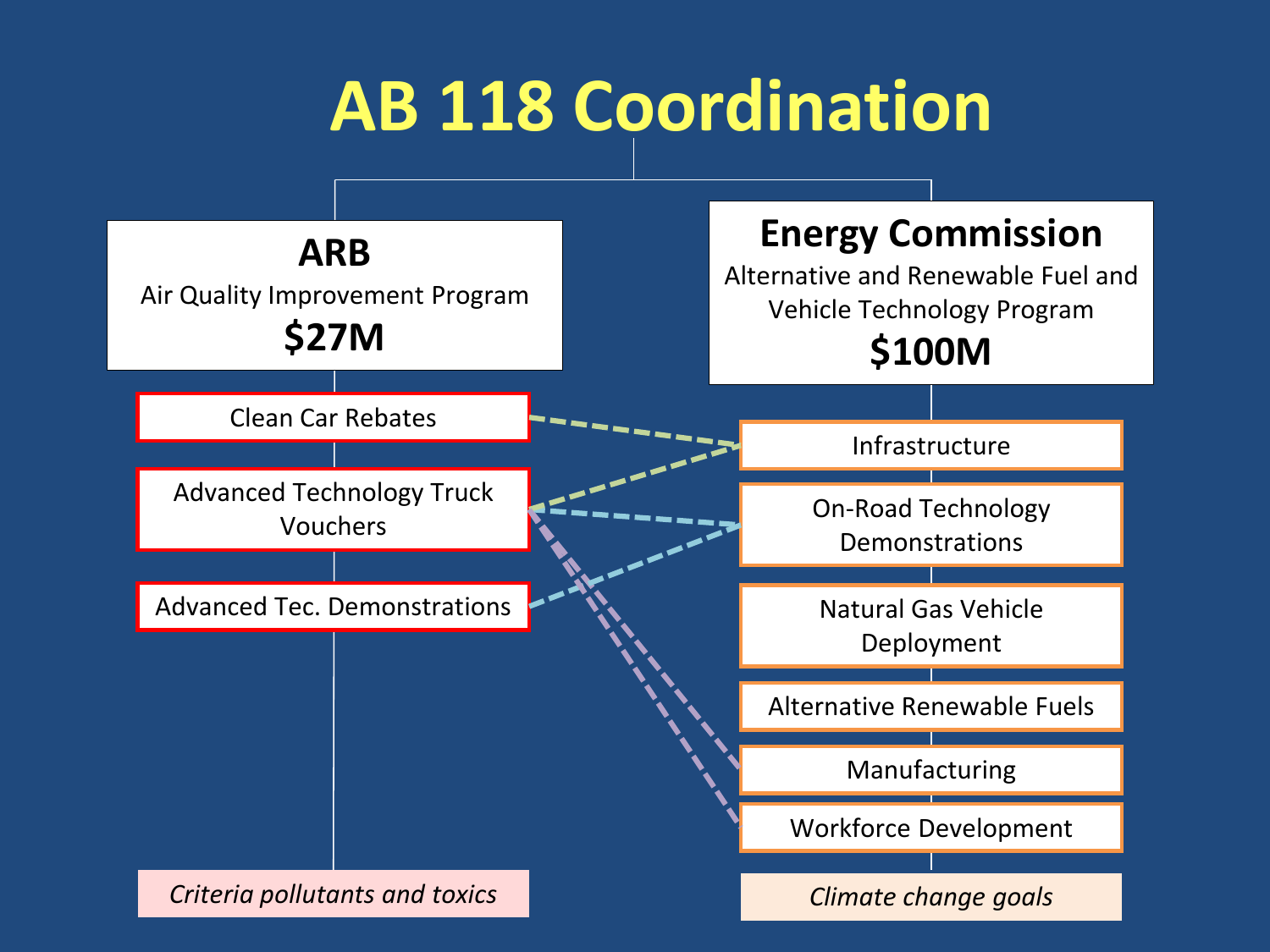# AB 118 Coordination

## ARB

Air Quality Improvement Program

**$27M**

- Clean Car Rebates
- Advanced Technology Truck Vouchers
- Advanced Tec. Demonstrations

*Criteria pollutants and toxics*

## Energy Commission

Alternative and Renewable Fuel and Vehicle Technology Program

**$100M**

- Infrastructure
- On-Road Technology Demonstrations
- Natural Gas Vehicle Deployment
- Alternative Renewable Fuels
- Manufacturing
- Workforce Development

*Climate change goals*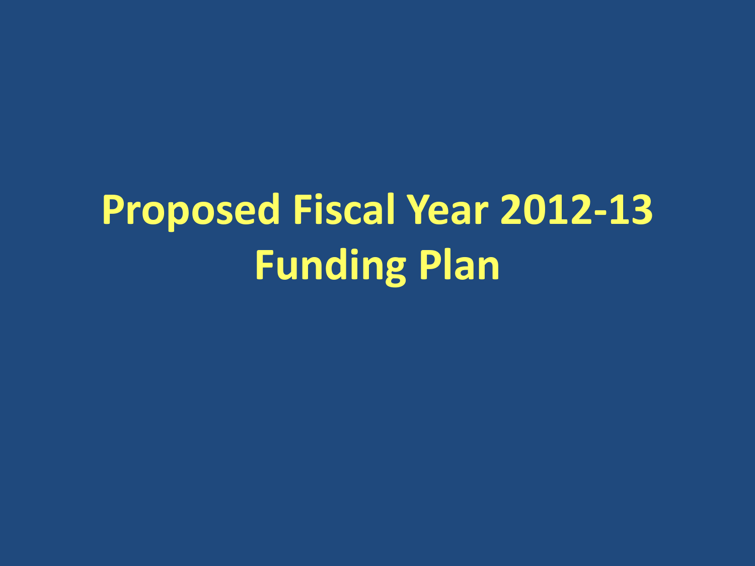# Proposed Fiscal Year 2012-13 Funding Plan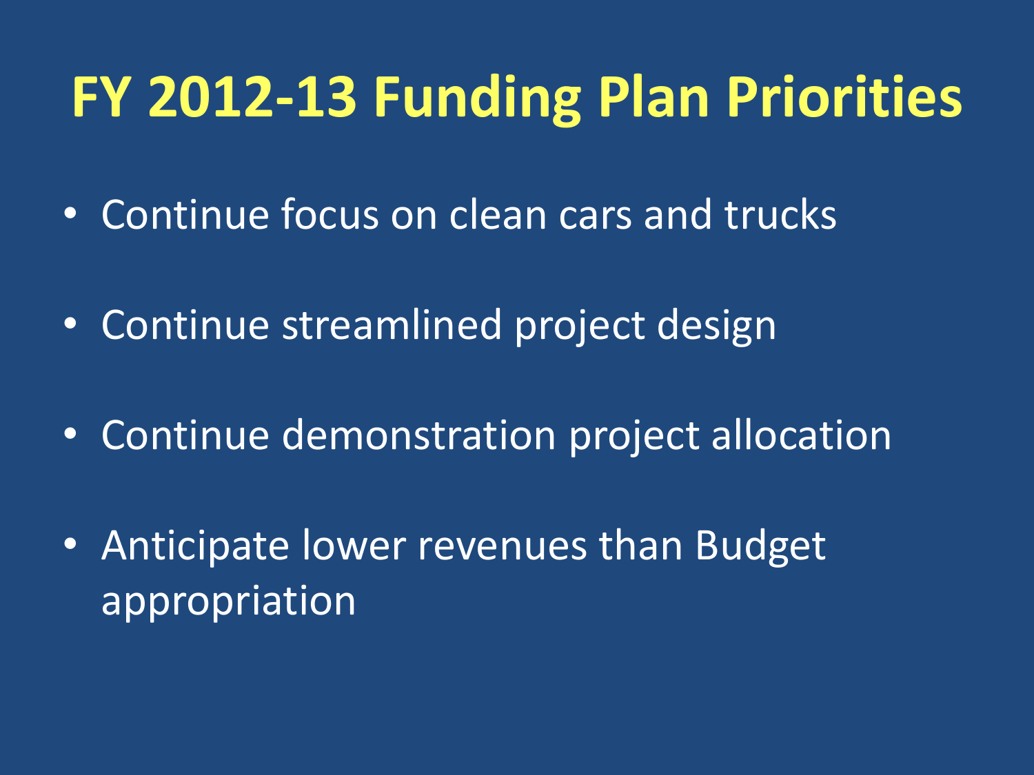# FY 2012-13 Funding Plan Priorities

- Continue focus on clean cars and trucks
- Continue streamlined project design
- Continue demonstration project allocation
- Anticipate lower revenues than Budget appropriation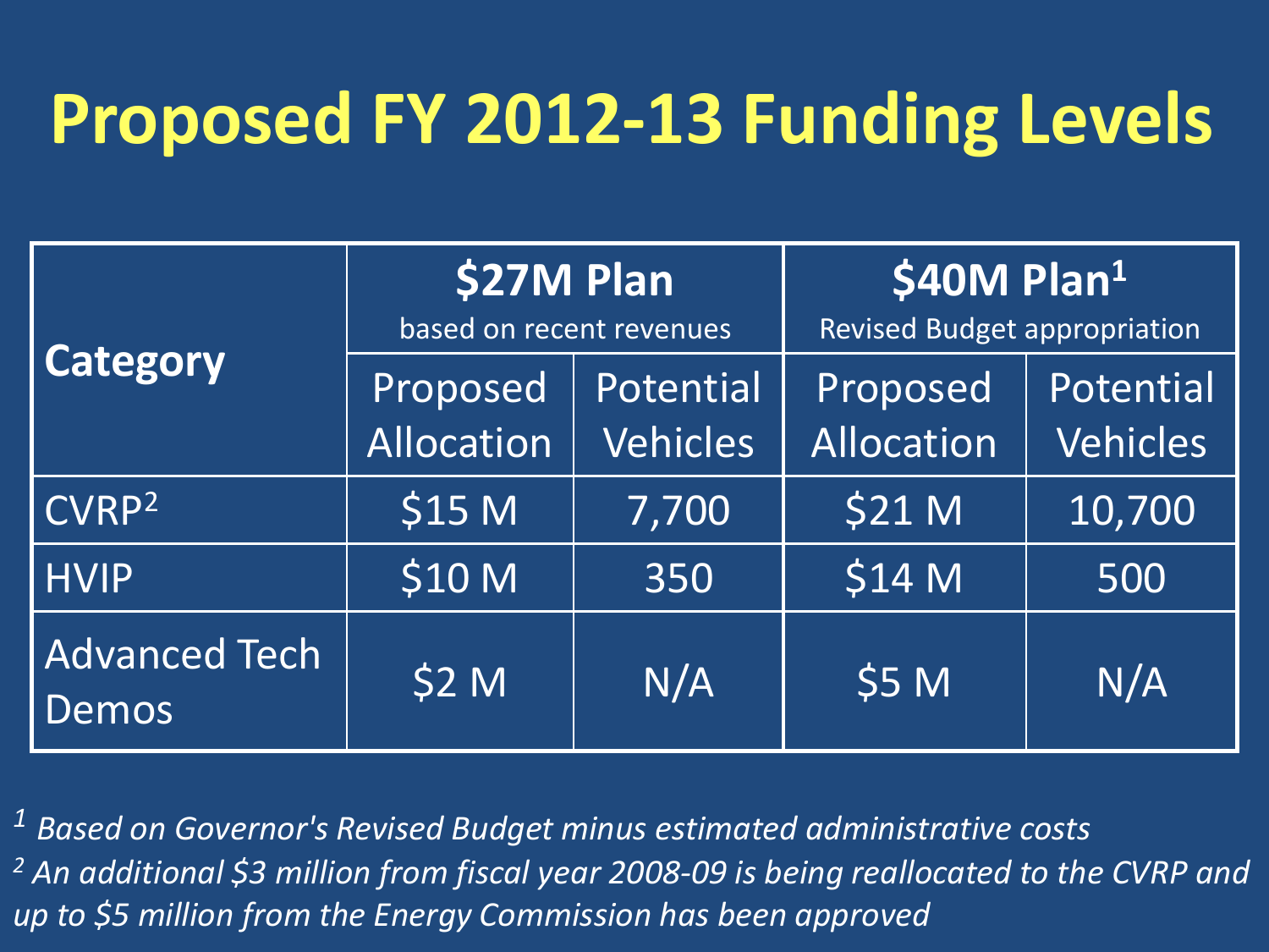# Proposed FY 2012-13 Funding Levels

| Category | $27M Plan based on recent revenues | | $40M Plan[1] Revised Budget appropriation | |
|---|---|---|---|---|
| | Proposed Allocation | Potential Vehicles | Proposed Allocation | Potential Vehicles |
| CVRP[2] | $15 M | 7,700 | $21 M | 10,700 |
| HVIP | $10 M | 350 | $14 M | 500 |
| Advanced Tech Demos | $2 M | N/A | $5 M | N/A |

*[1] Based on Governor's Revised Budget minus estimated administrative costs*

*[2] An additional $3 million from fiscal year 2008-09 is being reallocated to the CVRP and up to $5 million from the Energy Commission has been approved*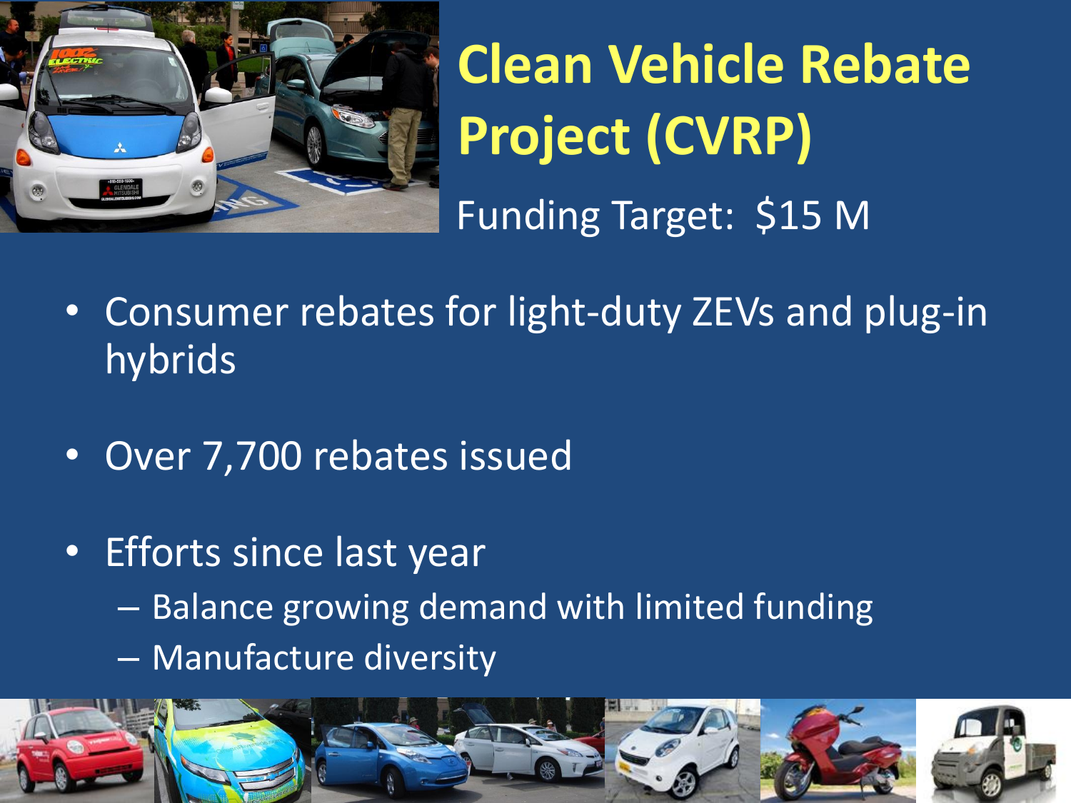# Clean Vehicle Rebate Project (CVRP)

Funding Target: $15 M

- Consumer rebates for light-duty ZEVs and plug-in hybrids
- Over 7,700 rebates issued
- Efforts since last year
  - Balance growing demand with limited funding
  - Manufacture diversity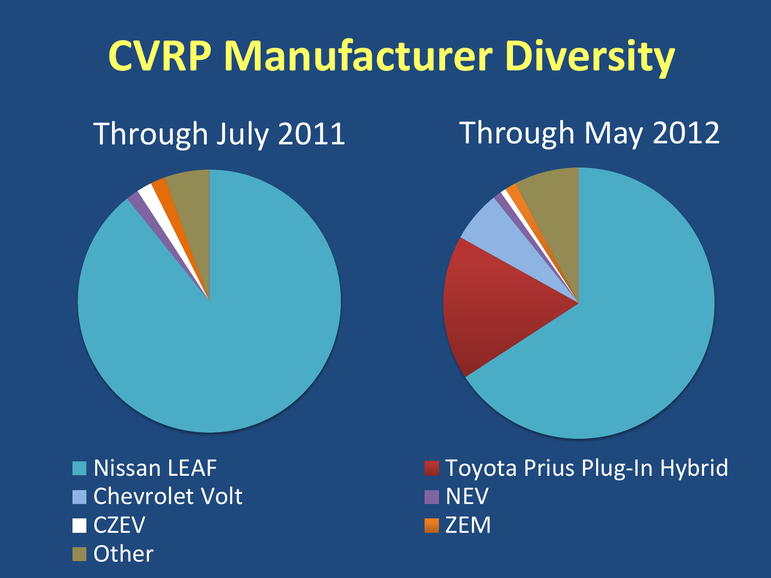# CVRP Manufacturer Diversity

Through July 2011

Through May 2012

- Nissan LEAF
- Chevrolet Volt
- CZEV
- Other
- Toyota Prius Plug-In Hybrid
- NEV
- ZEM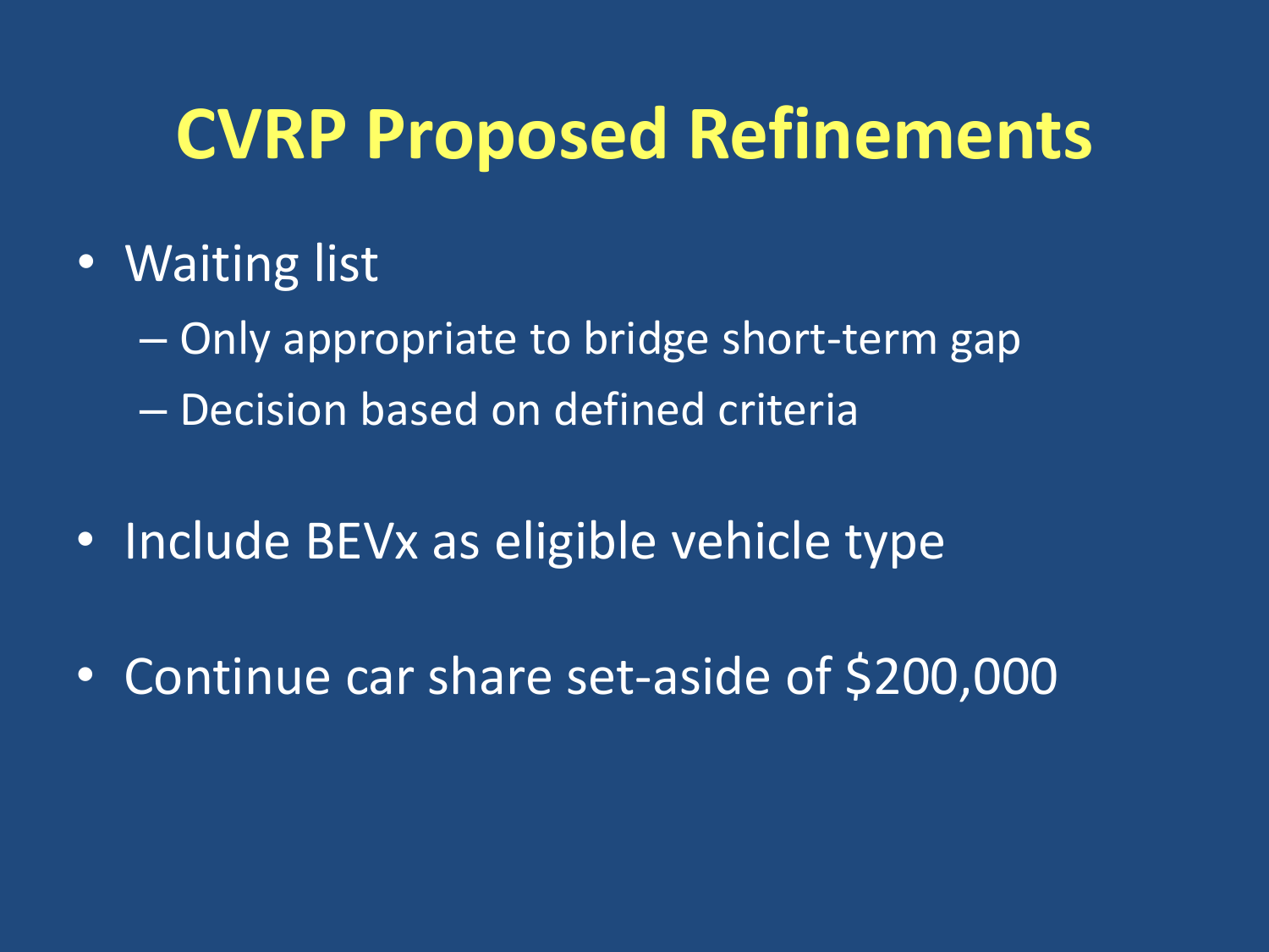# CVRP Proposed Refinements

- Waiting list
  - Only appropriate to bridge short-term gap
  - Decision based on defined criteria
- Include BEVx as eligible vehicle type
- Continue car share set-aside of $200,000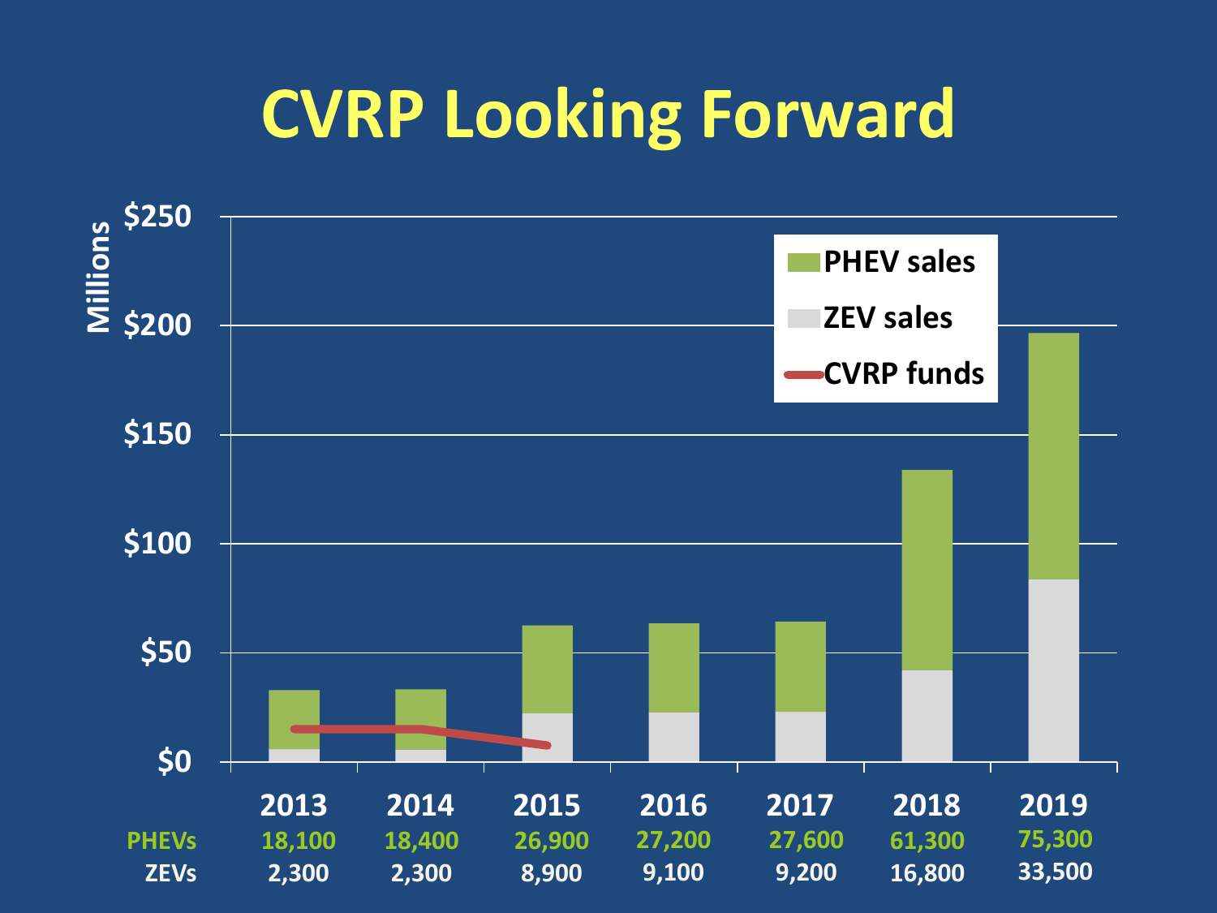# CVRP Looking Forward

Millions

$250
$200
$150
$100
$50
$0

PHEV sales
ZEV sales
CVRP funds

| | 2013 | 2014 | 2015 | 2016 | 2017 | 2018 | 2019 |
|---|---|---|---|---|---|---|---|
| PHEVs | 18,100 | 18,400 | 26,900 | 27,200 | 27,600 | 61,300 | 75,300 |
| ZEVs | 2,300 | 2,300 | 8,900 | 9,100 | 9,200 | 16,800 | 33,500 |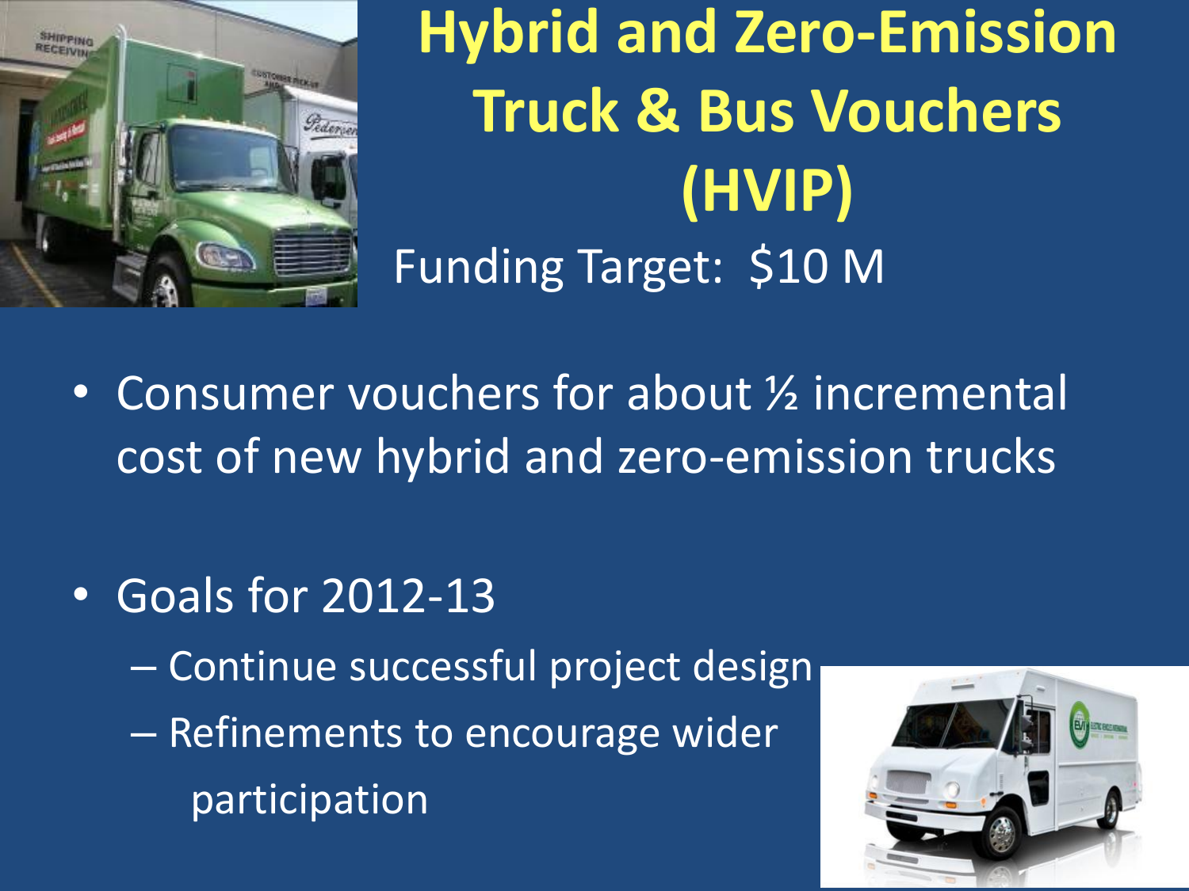# Hybrid and Zero-Emission Truck & Bus Vouchers (HVIP)

Funding Target: $10 M

- Consumer vouchers for about ½ incremental cost of new hybrid and zero-emission trucks
- Goals for 2012-13
  - Continue successful project design
  - Refinements to encourage wider participation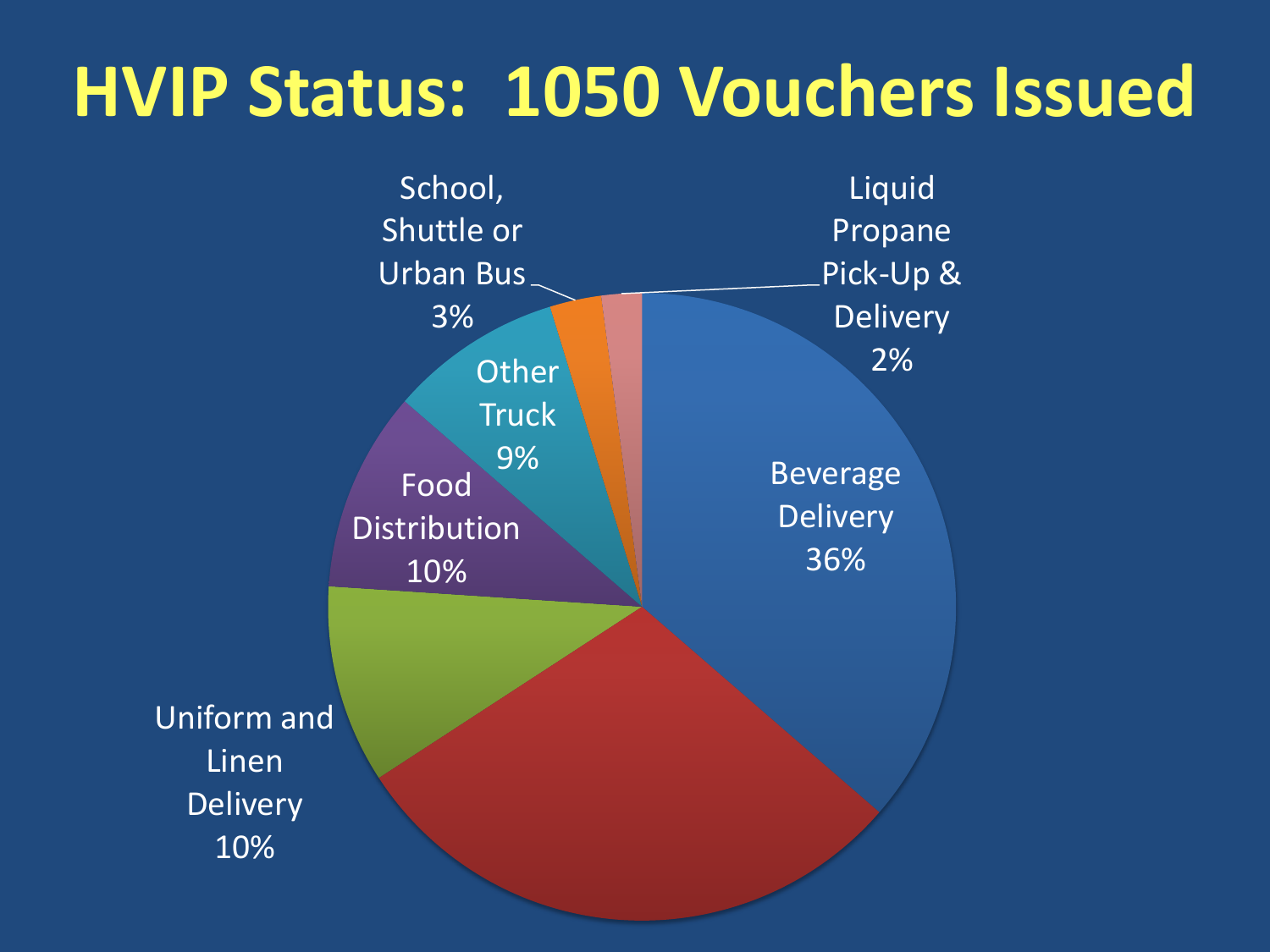# HVIP Status: 1050 Vouchers Issued

- Beverage Delivery 36%
- Uniform and Linen Delivery 10%
- Food Distribution 10%
- Other Truck 9%
- School, Shuttle or Urban Bus 3%
- Liquid Propane Pick-Up & Delivery 2%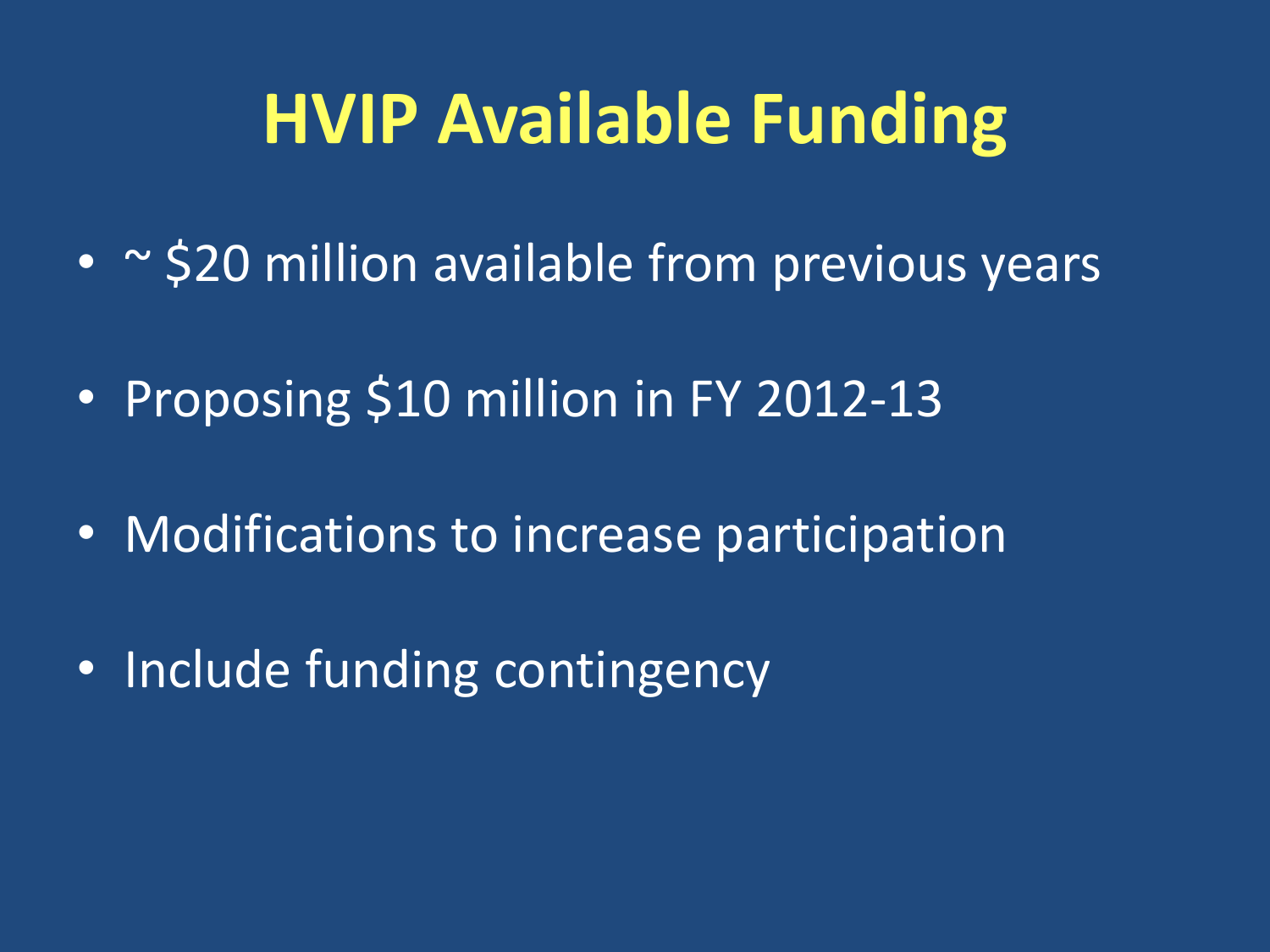# HVIP Available Funding

- ~ $20 million available from previous years
- Proposing $10 million in FY 2012-13
- Modifications to increase participation
- Include funding contingency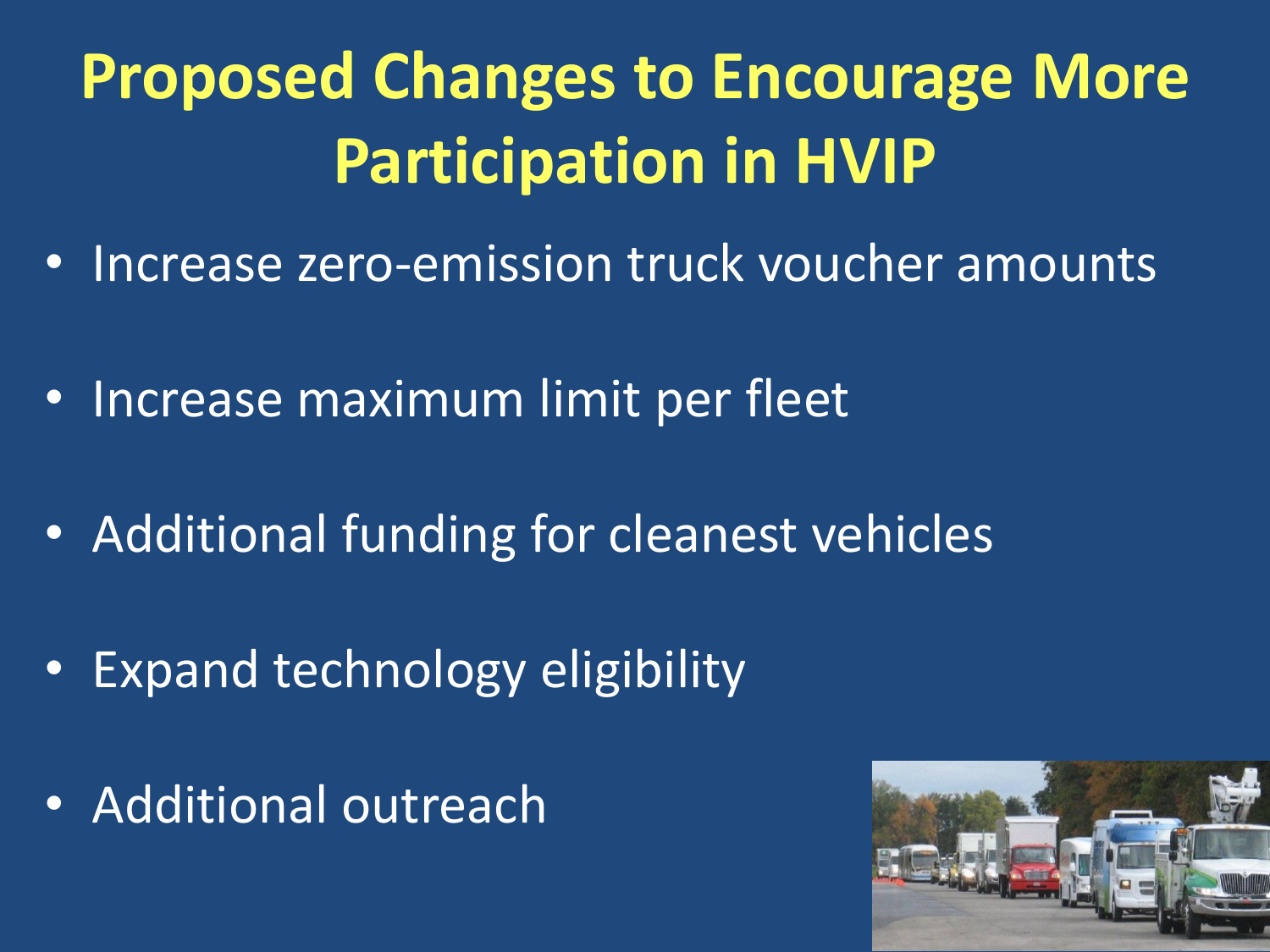# Proposed Changes to Encourage More Participation in HVIP

- Increase zero-emission truck voucher amounts
- Increase maximum limit per fleet
- Additional funding for cleanest vehicles
- Expand technology eligibility
- Additional outreach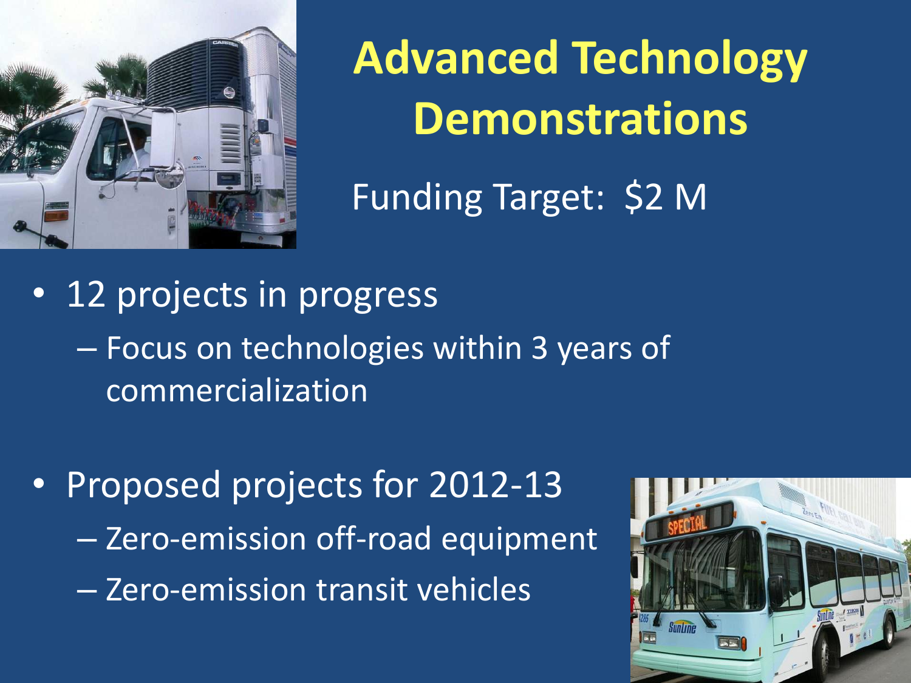# Advanced Technology Demonstrations

Funding Target: $2 M

- 12 projects in progress
  - Focus on technologies within 3 years of commercialization
- Proposed projects for 2012-13
  - Zero-emission off-road equipment
  - Zero-emission transit vehicles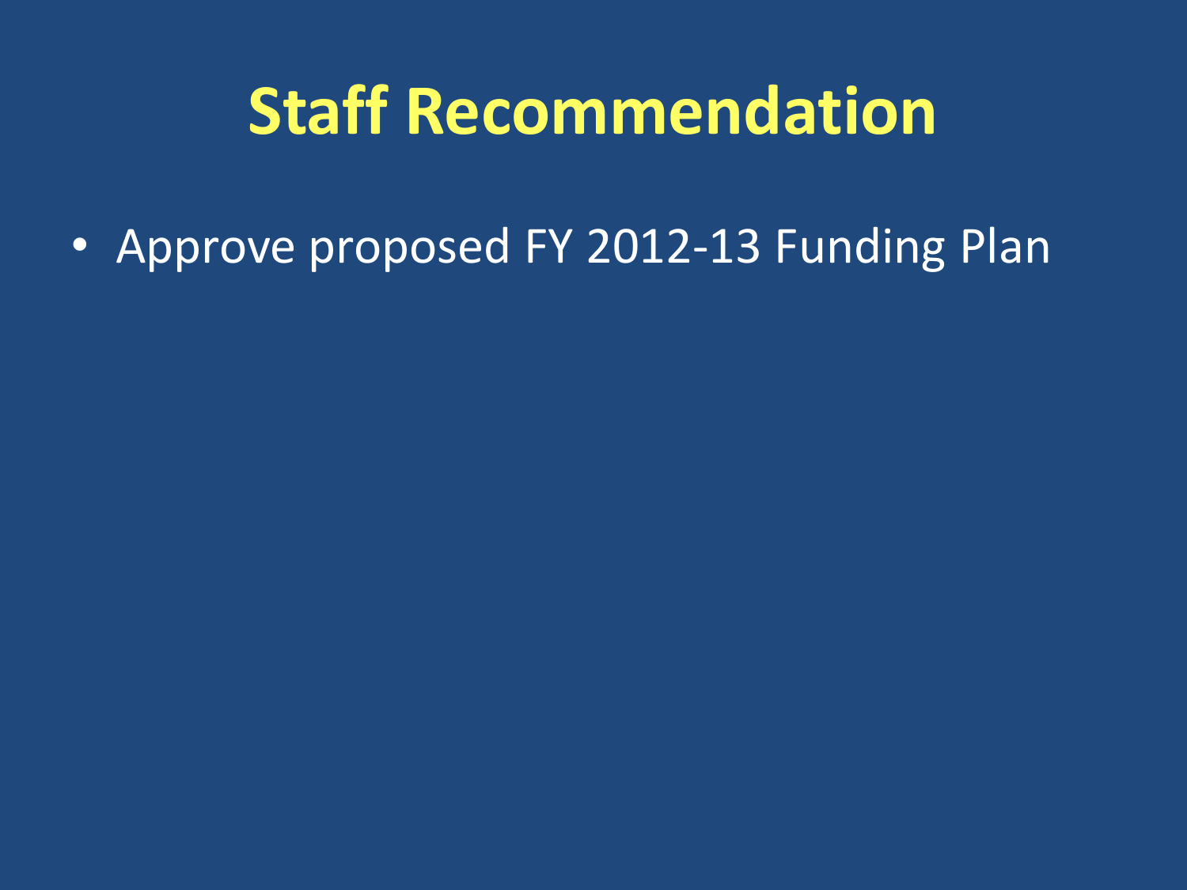# Staff Recommendation

- Approve proposed FY 2012-13 Funding Plan